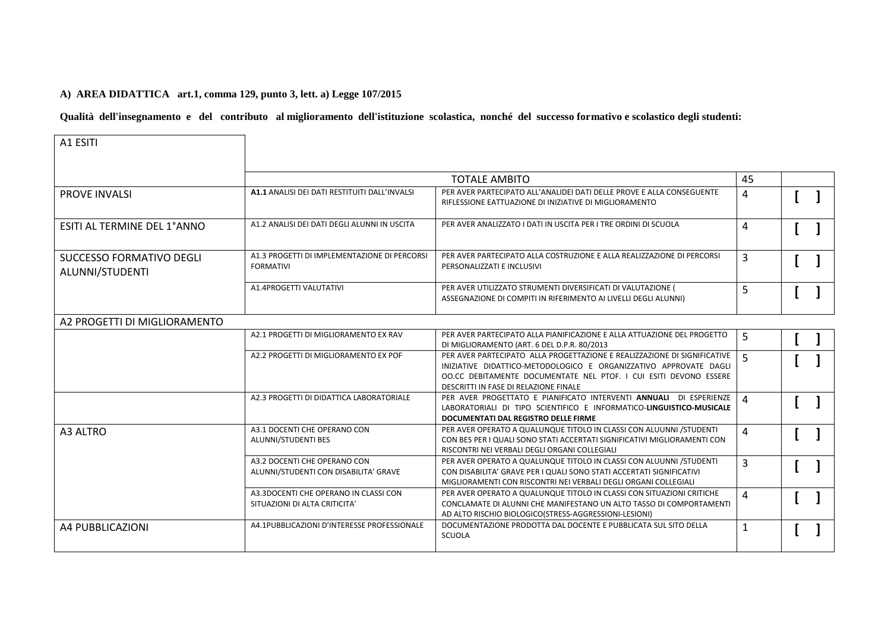**A) AREA DIDATTICA art.1, comma 129, punto 3, lett. a) Legge 107/2015**

**Qualità dell'insegnamento e del contributo al miglioramento dell'istituzione scolastica, nonché del successo formativo e scolastico degli studenti:**

| A1 ESITI | | | | |
|---|---|---|---|---|
| | TOTALE AMBITO | | 45 | |
| PROVE INVALSI | **A1.1** ANALISI DEI DATI RESTITUITI DALL'INVALSI | PER AVER PARTECIPATO ALL'ANALIDEI DATI DELLE PROVE E ALLA CONSEGUENTE RIFLESSIONE EATTUAZIONE DI INIZIATIVE DI MIGLIORAMENTO | 4 | [ ] |
| ESITI AL TERMINE DEL 1°ANNO | A1.2 ANALISI DEI DATI DEGLI ALUNNI IN USCITA | PER AVER ANALIZZATO I DATI IN USCITA PER I TRE ORDINI DI SCUOLA | 4 | [ ] |
| SUCCESSO FORMATIVO DEGLI ALUNNI/STUDENTI | A1.3 PROGETTI DI IMPLEMENTAZIONE DI PERCORSI FORMATIVI | PER AVER PARTECIPATO ALLA COSTRUZIONE E ALLA REALIZZAZIONE DI PERCORSI PERSONALIZZATI E INCLUSIVI | 3 | [ ] |
| | A1.4PROGETTI VALUTATIVI | PER AVER UTILIZZATO STRUMENTI DIVERSIFICATI DI VALUTAZIONE ( ASSEGNAZIONE DI COMPITI IN RIFERIMENTO AI LIVELLI DEGLI ALUNNI) | 5 | [ ] |
| A2 PROGETTI DI MIGLIORAMENTO | | | | |
| | A2.1 PROGETTI DI MIGLIORAMENTO EX RAV | PER AVER PARTECIPATO ALLA PIANIFICAZIONE E ALLA ATTUAZIONE DEL PROGETTO DI MIGLIORAMENTO (ART. 6 DEL D.P.R. 80/2013 | 5 | [ ] |
| | A2.2 PROGETTI DI MIGLIORAMENTO EX POF | PER AVER PARTECIPATO ALLA PROGETTAZIONE E REALIZZAZIONE DI SIGNIFICATIVE INIZIATIVE DIDATTICO-METODOLOGICO E ORGANIZZATIVO APPROVATE DAGLI OO.CC DEBITAMENTE DOCUMENTATE NEL PTOF. I CUI ESITI DEVONO ESSERE DESCRITTI IN FASE DI RELAZIONE FINALE | 5 | [ ] |
| | A2.3 PROGETTI DI DIDATTICA LABORATORIALE | PER AVER PROGETTATO E PIANIFICATO INTERVENTI **ANNUALI** DI ESPERIENZE LABORATORIALI DI TIPO SCIENTIFICO E INFORMATICO-**LINGUISTICO-MUSICALE DOCUMENTATI DAL REGISTRO DELLE FIRME** | 4 | [ ] |
| A3 ALTRO | A3.1 DOCENTI CHE OPERANO CON ALUNNI/STUDENTI BES | PER AVER OPERATO A QUALUNQUE TITOLO IN CLASSI CON ALUUNNI /STUDENTI CON BES PER I QUALI SONO STATI ACCERTATI SIGNIFICATIVI MIGLIORAMENTI CON RISCONTRI NEI VERBALI DEGLI ORGANI COLLEGIALI | 4 | [ ] |
| | A3.2 DOCENTI CHE OPERANO CON ALUNNI/STUDENTI CON DISABILITA' GRAVE | PER AVER OPERATO A QUALUNQUE TITOLO IN CLASSI CON ALUUNNI /STUDENTI CON DISABILITA' GRAVE PER I QUALI SONO STATI ACCERTATI SIGNIFICATIVI MIGLIORAMENTI CON RISCONTRI NEI VERBALI DEGLI ORGANI COLLEGIALI | 3 | [ ] |
| | A3.3DOCENTI CHE OPERANO IN CLASSI CON SITUAZIONI DI ALTA CRITICITA' | PER AVER OPERATO A QUALUNQUE TITOLO IN CLASSI CON SITUAZIONI CRITICHE CONCLAMATE DI ALUNNI CHE MANIFESTANO UN ALTO TASSO DI COMPORTAMENTI AD ALTO RISCHIO BIOLOGICO(STRESS-AGGRESSIONI-LESIONI) | 4 | [ ] |
| A4 PUBBLICAZIONI | A4.1PUBBLICAZIONI D'INTERESSE PROFESSIONALE | DOCUMENTAZIONE PRODOTTA DAL DOCENTE E PUBBLICATA SUL SITO DELLA SCUOLA | 1 | [ ] |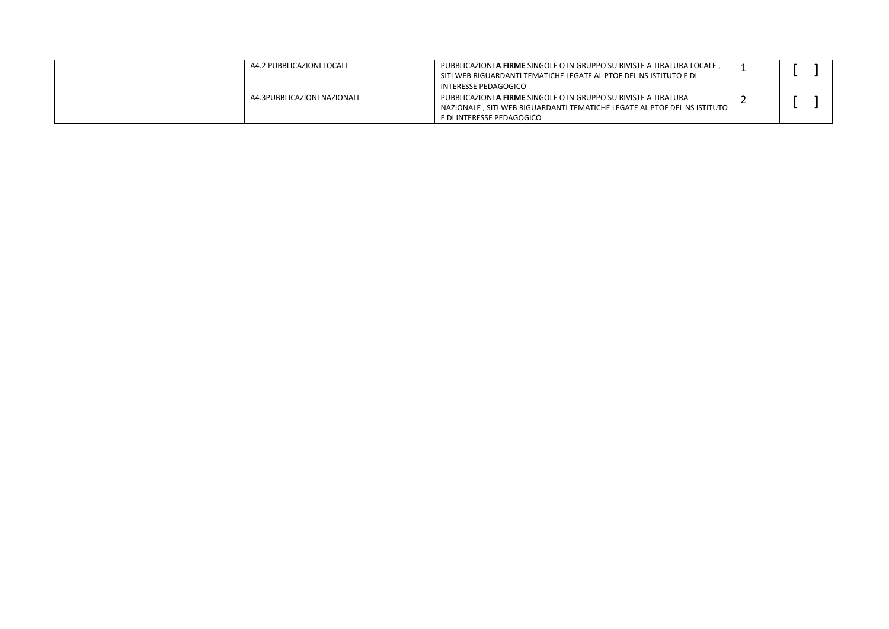| | | | | |
|---|---|---|---|---|
| | A4.2 PUBBLICAZIONI LOCALI | PUBBLICAZIONI **A FIRME** SINGOLE O IN GRUPPO SU RIVISTE A TIRATURA LOCALE , SITI WEB RIGUARDANTI TEMATICHE LEGATE AL PTOF DEL NS ISTITUTO E DI INTERESSE PEDAGOGICO | 1 | **[ ]** |
| | A4.3PUBBLICAZIONI NAZIONALI | PUBBLICAZIONI **A FIRME** SINGOLE O IN GRUPPO SU RIVISTE A TIRATURA NAZIONALE , SITI WEB RIGUARDANTI TEMATICHE LEGATE AL PTOF DEL NS ISTITUTO E DI INTERESSE PEDAGOGICO | 2 | **[ ]** |